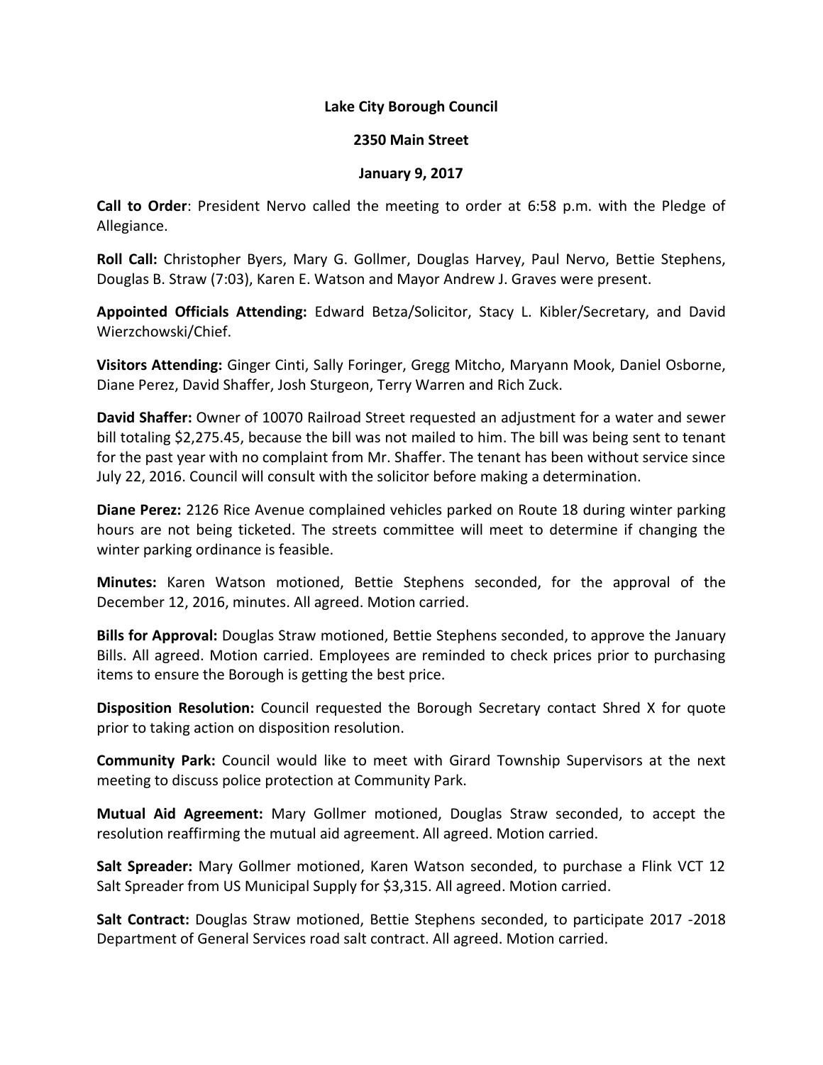**Lake City Borough Council**

**2350 Main Street**

**January 9, 2017**

**Call to Order**: President Nervo called the meeting to order at 6:58 p.m. with the Pledge of Allegiance.

**Roll Call:** Christopher Byers, Mary G. Gollmer, Douglas Harvey, Paul Nervo, Bettie Stephens, Douglas B. Straw (7:03), Karen E. Watson and Mayor Andrew J. Graves were present.

**Appointed Officials Attending:** Edward Betza/Solicitor, Stacy L. Kibler/Secretary, and David Wierzchowski/Chief.

**Visitors Attending:** Ginger Cinti, Sally Foringer, Gregg Mitcho, Maryann Mook, Daniel Osborne, Diane Perez, David Shaffer, Josh Sturgeon, Terry Warren and Rich Zuck.

**David Shaffer:** Owner of 10070 Railroad Street requested an adjustment for a water and sewer bill totaling $2,275.45, because the bill was not mailed to him. The bill was being sent to tenant for the past year with no complaint from Mr. Shaffer. The tenant has been without service since July 22, 2016. Council will consult with the solicitor before making a determination.

**Diane Perez:** 2126 Rice Avenue complained vehicles parked on Route 18 during winter parking hours are not being ticketed. The streets committee will meet to determine if changing the winter parking ordinance is feasible.

**Minutes:** Karen Watson motioned, Bettie Stephens seconded, for the approval of the December 12, 2016, minutes. All agreed. Motion carried.

**Bills for Approval:** Douglas Straw motioned, Bettie Stephens seconded, to approve the January Bills. All agreed. Motion carried. Employees are reminded to check prices prior to purchasing items to ensure the Borough is getting the best price.

**Disposition Resolution:** Council requested the Borough Secretary contact Shred X for quote prior to taking action on disposition resolution.

**Community Park:** Council would like to meet with Girard Township Supervisors at the next meeting to discuss police protection at Community Park.

**Mutual Aid Agreement:** Mary Gollmer motioned, Douglas Straw seconded, to accept the resolution reaffirming the mutual aid agreement. All agreed. Motion carried.

**Salt Spreader:** Mary Gollmer motioned, Karen Watson seconded, to purchase a Flink VCT 12 Salt Spreader from US Municipal Supply for $3,315. All agreed. Motion carried.

**Salt Contract:** Douglas Straw motioned, Bettie Stephens seconded, to participate 2017 -2018 Department of General Services road salt contract. All agreed. Motion carried.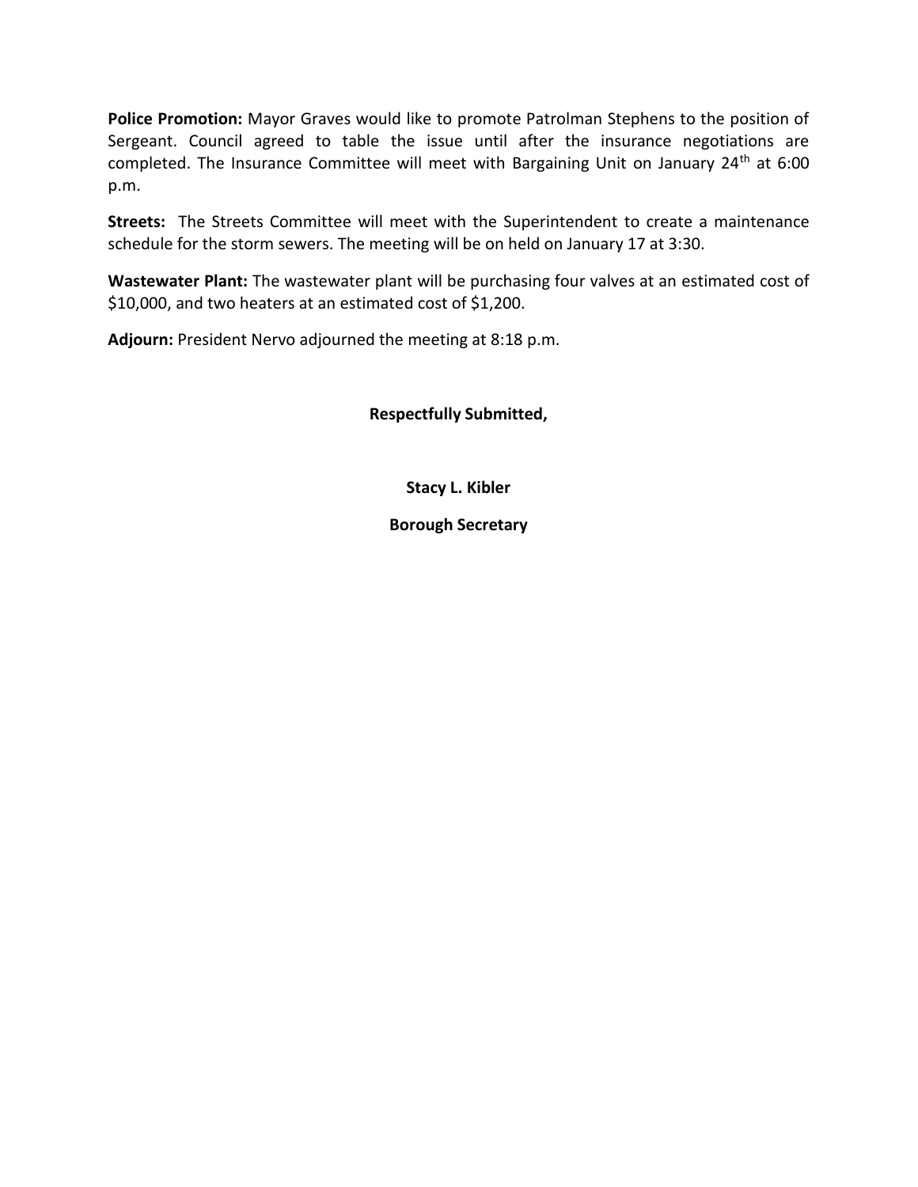**Police Promotion:** Mayor Graves would like to promote Patrolman Stephens to the position of Sergeant. Council agreed to table the issue until after the insurance negotiations are completed. The Insurance Committee will meet with Bargaining Unit on January 24th at 6:00 p.m.

**Streets:** The Streets Committee will meet with the Superintendent to create a maintenance schedule for the storm sewers. The meeting will be on held on January 17 at 3:30.

**Wastewater Plant:** The wastewater plant will be purchasing four valves at an estimated cost of $10,000, and two heaters at an estimated cost of $1,200.

**Adjourn:** President Nervo adjourned the meeting at 8:18 p.m.

**Respectfully Submitted,**

**Stacy L. Kibler**

**Borough Secretary**